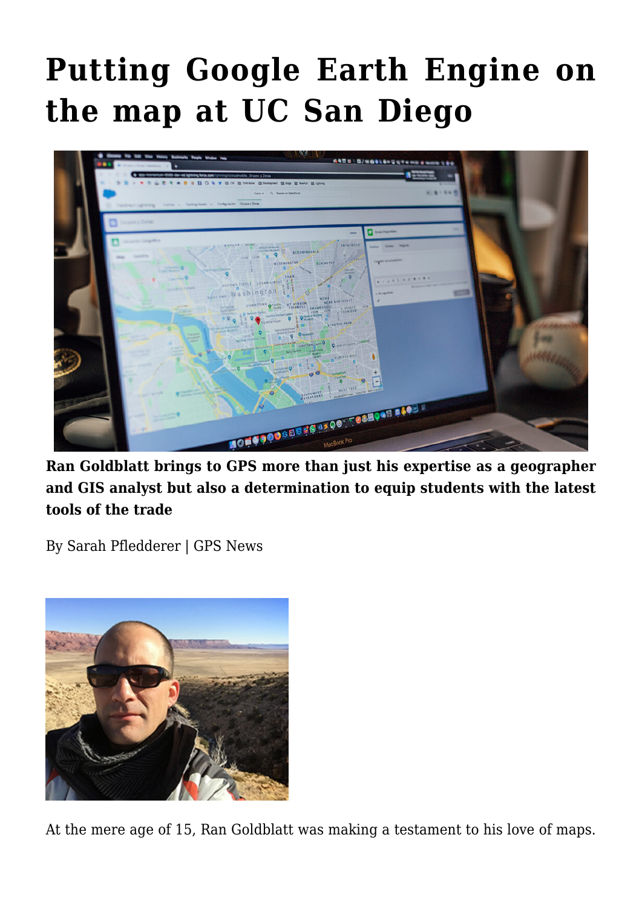# Putting Google Earth Engine on the map at UC San Diego

**Ran Goldblatt brings to GPS more than just his expertise as a geographer and GIS analyst but also a determination to equip students with the latest tools of the trade**

By Sarah Pfledderer | GPS News

At the mere age of 15, Ran Goldblatt was making a testament to his love of maps.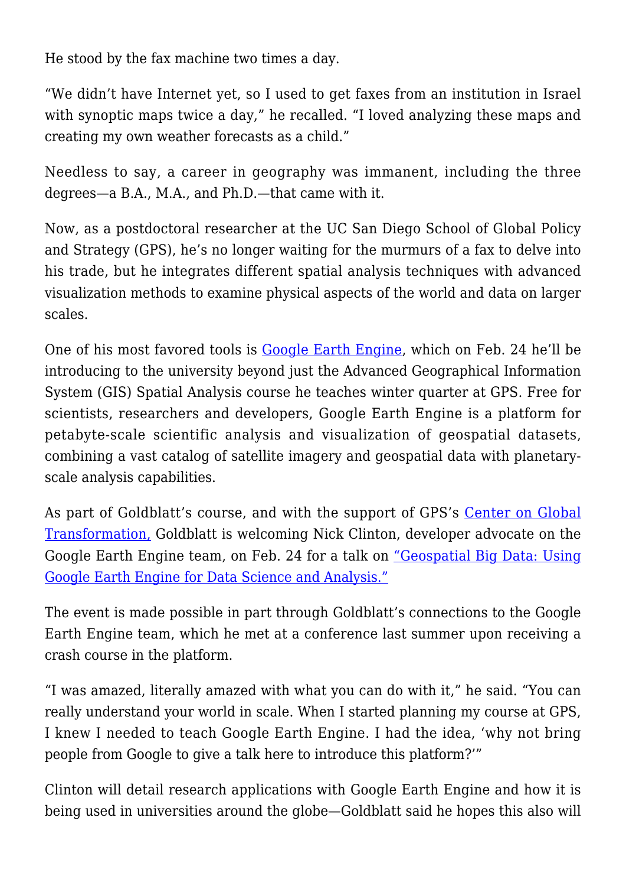He stood by the fax machine two times a day.

"We didn't have Internet yet, so I used to get faxes from an institution in Israel with synoptic maps twice a day," he recalled. "I loved analyzing these maps and creating my own weather forecasts as a child."

Needless to say, a career in geography was immanent, including the three degrees—a B.A., M.A., and Ph.D.—that came with it.

Now, as a postdoctoral researcher at the UC San Diego School of Global Policy and Strategy (GPS), he's no longer waiting for the murmurs of a fax to delve into his trade, but he integrates different spatial analysis techniques with advanced visualization methods to examine physical aspects of the world and data on larger scales.

One of his most favored tools is [Google Earth Engine](), which on Feb. 24 he'll be introducing to the university beyond just the Advanced Geographical Information System (GIS) Spatial Analysis course he teaches winter quarter at GPS. Free for scientists, researchers and developers, Google Earth Engine is a platform for petabyte-scale scientific analysis and visualization of geospatial datasets, combining a vast catalog of satellite imagery and geospatial data with planetary-scale analysis capabilities.

As part of Goldblatt's course, and with the support of GPS's [Center on Global Transformation,]() Goldblatt is welcoming Nick Clinton, developer advocate on the Google Earth Engine team, on Feb. 24 for a talk on ["Geospatial Big Data: Using Google Earth Engine for Data Science and Analysis."]()

The event is made possible in part through Goldblatt's connections to the Google Earth Engine team, which he met at a conference last summer upon receiving a crash course in the platform.

"I was amazed, literally amazed with what you can do with it," he said. "You can really understand your world in scale. When I started planning my course at GPS, I knew I needed to teach Google Earth Engine. I had the idea, 'why not bring people from Google to give a talk here to introduce this platform?'"

Clinton will detail research applications with Google Earth Engine and how it is being used in universities around the globe—Goldblatt said he hopes this also will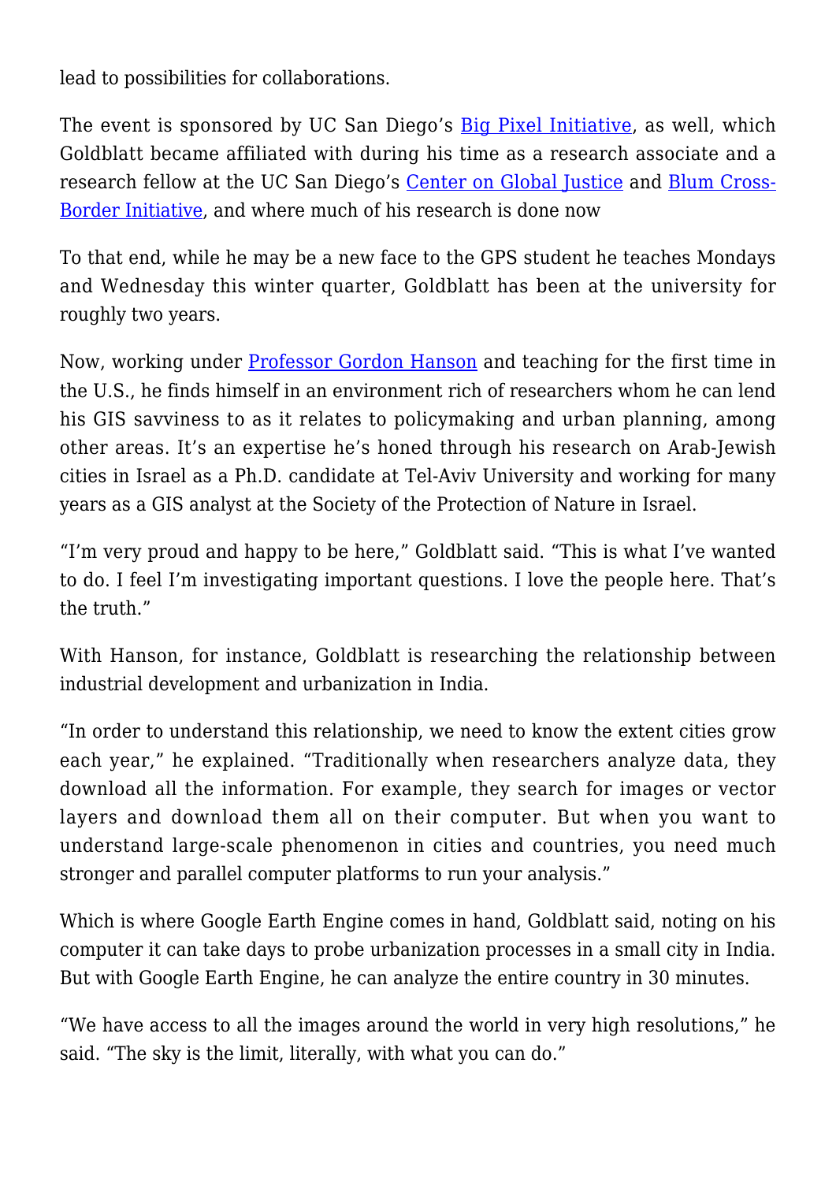lead to possibilities for collaborations.

The event is sponsored by UC San Diego's Big Pixel Initiative, as well, which Goldblatt became affiliated with during his time as a research associate and a research fellow at the UC San Diego's Center on Global Justice and Blum Cross-Border Initiative, and where much of his research is done now

To that end, while he may be a new face to the GPS student he teaches Mondays and Wednesday this winter quarter, Goldblatt has been at the university for roughly two years.

Now, working under Professor Gordon Hanson and teaching for the first time in the U.S., he finds himself in an environment rich of researchers whom he can lend his GIS savviness to as it relates to policymaking and urban planning, among other areas. It's an expertise he's honed through his research on Arab-Jewish cities in Israel as a Ph.D. candidate at Tel-Aviv University and working for many years as a GIS analyst at the Society of the Protection of Nature in Israel.

"I'm very proud and happy to be here," Goldblatt said. "This is what I've wanted to do. I feel I'm investigating important questions. I love the people here. That's the truth."

With Hanson, for instance, Goldblatt is researching the relationship between industrial development and urbanization in India.

"In order to understand this relationship, we need to know the extent cities grow each year," he explained. "Traditionally when researchers analyze data, they download all the information. For example, they search for images or vector layers and download them all on their computer. But when you want to understand large-scale phenomenon in cities and countries, you need much stronger and parallel computer platforms to run your analysis."

Which is where Google Earth Engine comes in hand, Goldblatt said, noting on his computer it can take days to probe urbanization processes in a small city in India. But with Google Earth Engine, he can analyze the entire country in 30 minutes.

"We have access to all the images around the world in very high resolutions," he said. "The sky is the limit, literally, with what you can do."